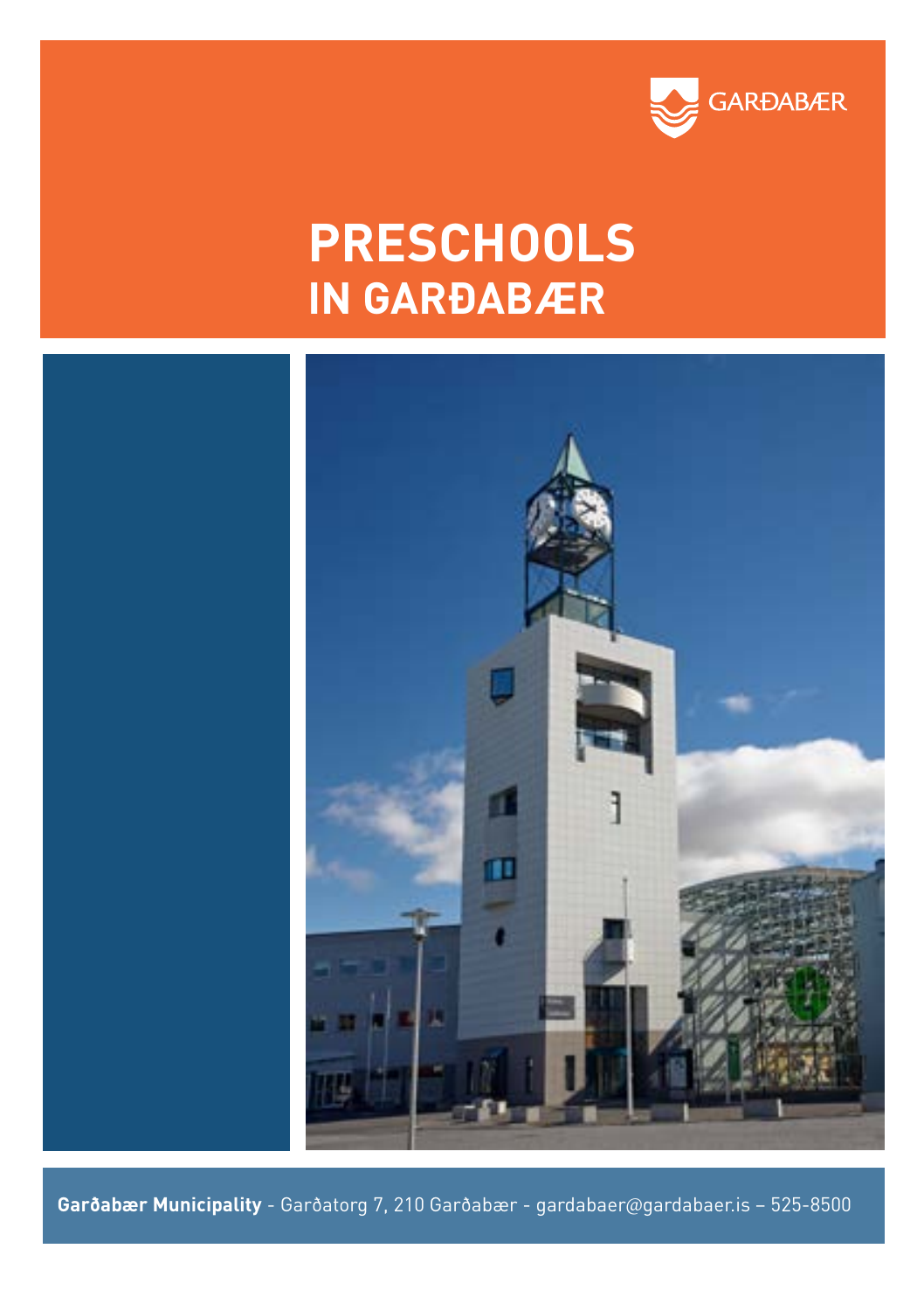GARÐABÆR

# PRESCHOOLS
## IN GARÐABÆR

**Garðabær Municipality** - Garðatorg 7, 210 Garðabær - gardabaer@gardabaer.is – 525-8500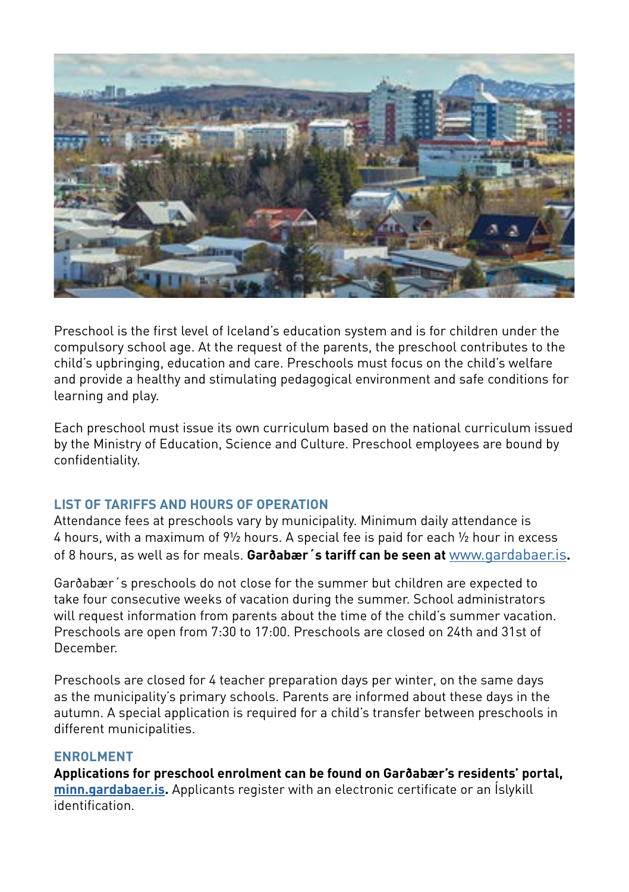Preschool is the first level of Iceland's education system and is for children under the compulsory school age. At the request of the parents, the preschool contributes to the child's upbringing, education and care. Preschools must focus on the child's welfare and provide a healthy and stimulating pedagogical environment and safe conditions for learning and play.

Each preschool must issue its own curriculum based on the national curriculum issued by the Ministry of Education, Science and Culture. Preschool employees are bound by confidentiality.

## LIST OF TARIFFS AND HOURS OF OPERATION

Attendance fees at preschools vary by municipality. Minimum daily attendance is 4 hours, with a maximum of 9½ hours. A special fee is paid for each ½ hour in excess of 8 hours, as well as for meals. **Garðabær´s tariff can be seen at** www.gardabaer.is**.**

Garðabær´s preschools do not close for the summer but children are expected to take four consecutive weeks of vacation during the summer. School administrators will request information from parents about the time of the child's summer vacation. Preschools are open from 7:30 to 17:00. Preschools are closed on 24th and 31st of December.

Preschools are closed for 4 teacher preparation days per winter, on the same days as the municipality's primary schools. Parents are informed about these days in the autumn. A special application is required for a child's transfer between preschools in different municipalities.

## ENROLMENT

**Applications for preschool enrolment can be found on Garðabær's residents' portal, minn.gardabaer.is.** Applicants register with an electronic certificate or an Íslykill identification.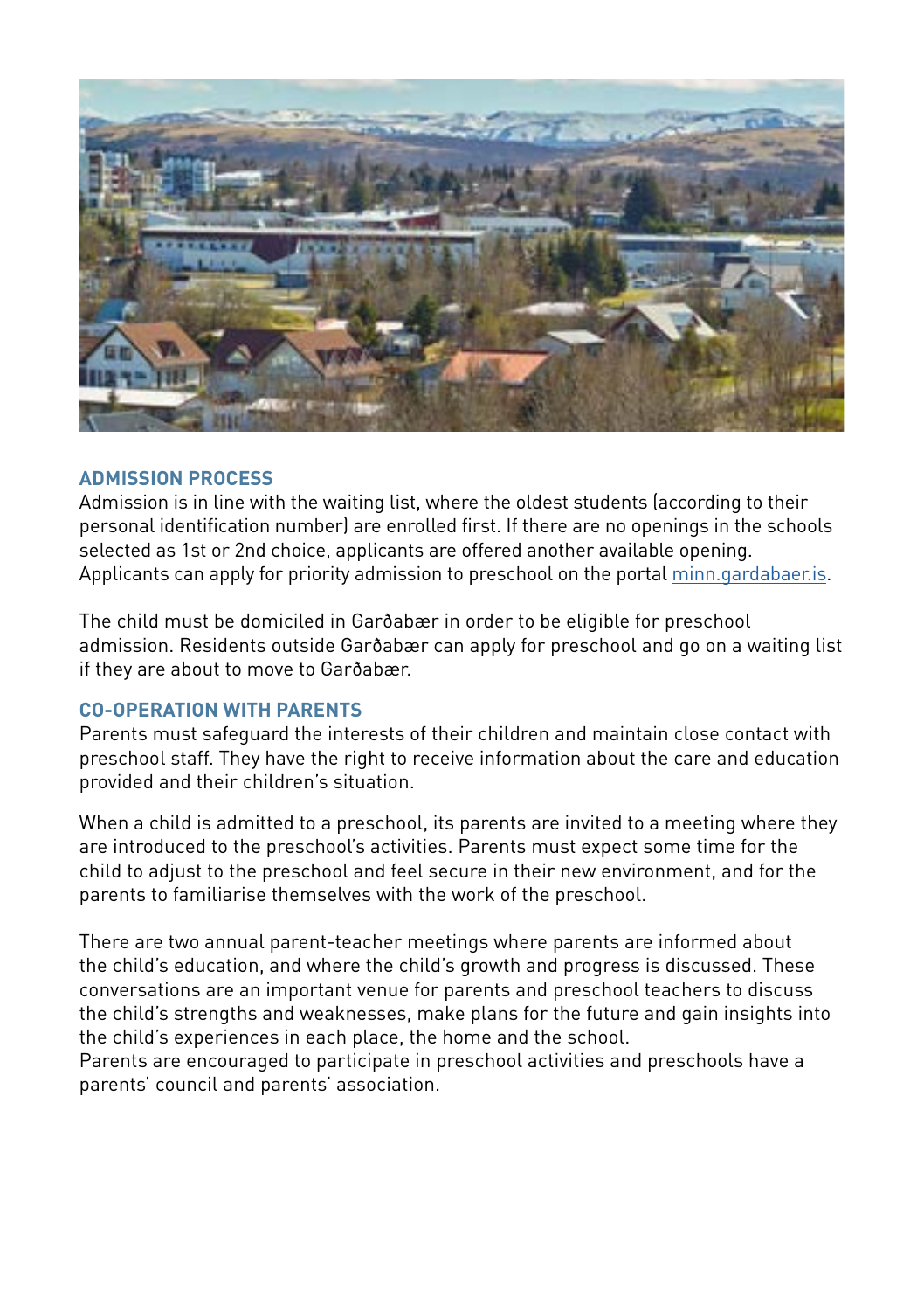## ADMISSION PROCESS

Admission is in line with the waiting list, where the oldest students (according to their personal identification number) are enrolled first. If there are no openings in the schools selected as 1st or 2nd choice, applicants are offered another available opening. Applicants can apply for priority admission to preschool on the portal minn.gardabaer.is.

The child must be domiciled in Garðabær in order to be eligible for preschool admission. Residents outside Garðabær can apply for preschool and go on a waiting list if they are about to move to Garðabær.

## CO-OPERATION WITH PARENTS

Parents must safeguard the interests of their children and maintain close contact with preschool staff. They have the right to receive information about the care and education provided and their children's situation.

When a child is admitted to a preschool, its parents are invited to a meeting where they are introduced to the preschool's activities. Parents must expect some time for the child to adjust to the preschool and feel secure in their new environment, and for the parents to familiarise themselves with the work of the preschool.

There are two annual parent-teacher meetings where parents are informed about the child's education, and where the child's growth and progress is discussed. These conversations are an important venue for parents and preschool teachers to discuss the child's strengths and weaknesses, make plans for the future and gain insights into the child's experiences in each place, the home and the school.
Parents are encouraged to participate in preschool activities and preschools have a parents' council and parents' association.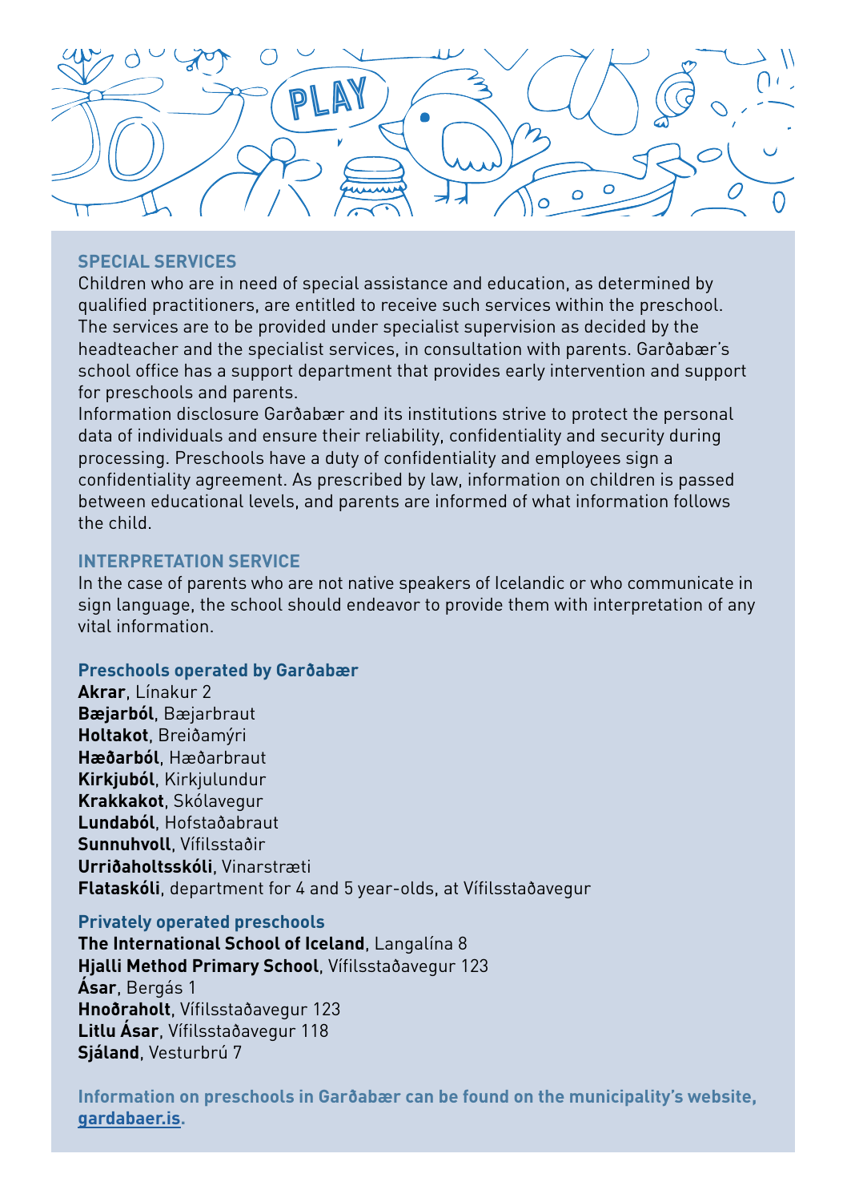## SPECIAL SERVICES

Children who are in need of special assistance and education, as determined by qualified practitioners, are entitled to receive such services within the preschool. The services are to be provided under specialist supervision as decided by the headteacher and the specialist services, in consultation with parents. Garðabær's school office has a support department that provides early intervention and support for preschools and parents.

Information disclosure Garðabær and its institutions strive to protect the personal data of individuals and ensure their reliability, confidentiality and security during processing. Preschools have a duty of confidentiality and employees sign a confidentiality agreement. As prescribed by law, information on children is passed between educational levels, and parents are informed of what information follows the child.

## INTERPRETATION SERVICE

In the case of parents who are not native speakers of Icelandic or who communicate in sign language, the school should endeavor to provide them with interpretation of any vital information.

### Preschools operated by Garðabær

**Akrar**, Línakur 2
**Bæjarból**, Bæjarbraut
**Holtakot**, Breiðamýri
**Hæðarból**, Hæðarbraut
**Kirkjuból**, Kirkjulundur
**Krakkakot**, Skólavegur
**Lundaból**, Hofstaðabraut
**Sunnuhvoll**, Vífilsstaðir
**Urriðaholtsskóli**, Vinarstræti
**Flataskóli**, department for 4 and 5 year-olds, at Vífilsstaðavegur

### Privately operated preschools

**The International School of Iceland**, Langalína 8
**Hjalli Method Primary School**, Vífilsstaðavegur 123
**Ásar**, Bergás 1
**Hnoðraholt**, Vífilsstaðavegur 123
**Litlu Ásar**, Vífilsstaðavegur 118
**Sjáland**, Vesturbrú 7

**Information on preschools in Garðabær can be found on the municipality's website, gardabaer.is.**